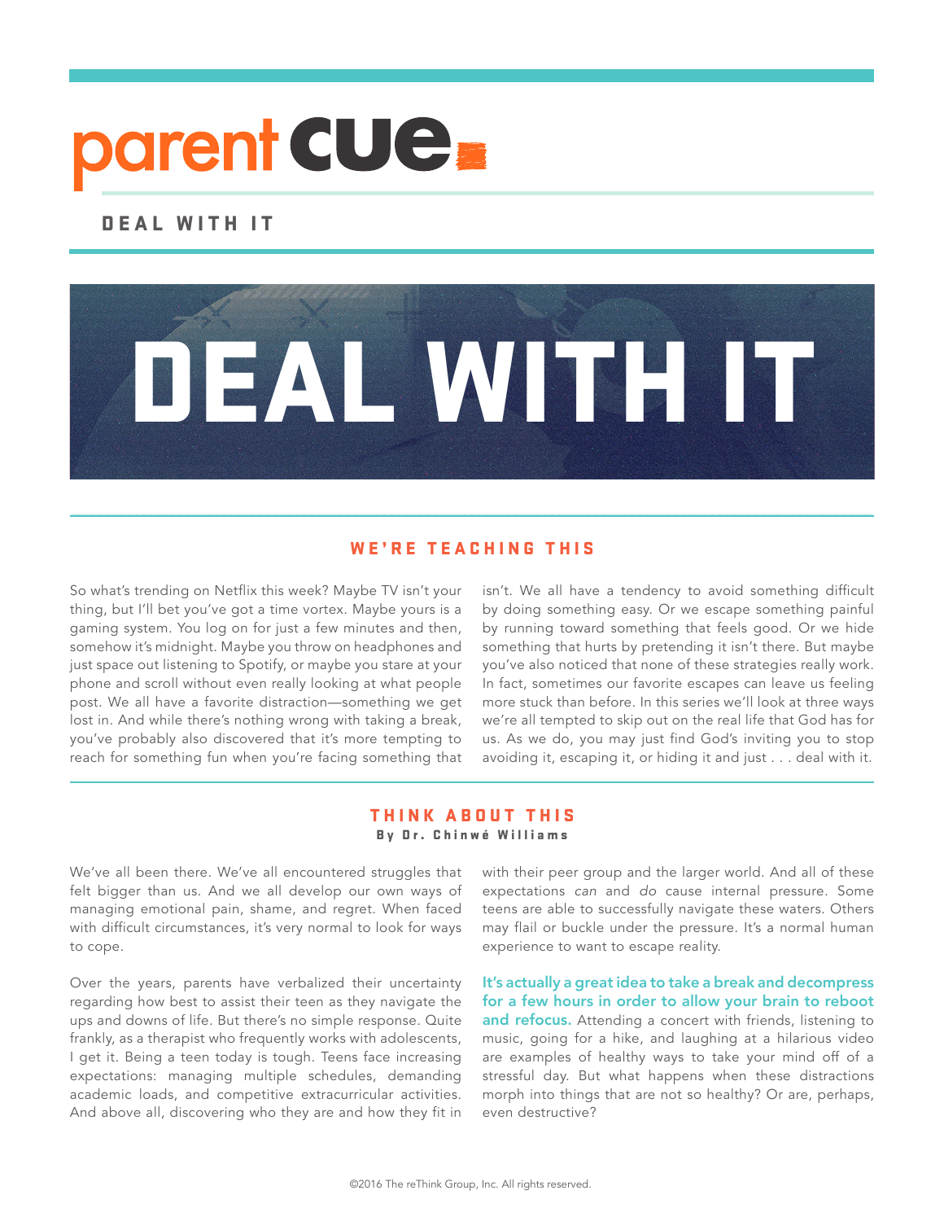# parent cue

## DEAL WITH IT

# DEAL WITH IT

## WE'RE TEACHING THIS

So what's trending on Netflix this week? Maybe TV isn't your thing, but I'll bet you've got a time vortex. Maybe yours is a gaming system. You log on for just a few minutes and then, somehow it's midnight. Maybe you throw on headphones and just space out listening to Spotify, or maybe you stare at your phone and scroll without even really looking at what people post. We all have a favorite distraction—something we get lost in. And while there's nothing wrong with taking a break, you've probably also discovered that it's more tempting to reach for something fun when you're facing something that isn't. We all have a tendency to avoid something difficult by doing something easy. Or we escape something painful by running toward something that feels good. Or we hide something that hurts by pretending it isn't there. But maybe you've also noticed that none of these strategies really work. In fact, sometimes our favorite escapes can leave us feeling more stuck than before. In this series we'll look at three ways we're all tempted to skip out on the real life that God has for us. As we do, you may just find God's inviting you to stop avoiding it, escaping it, or hiding it and just . . . deal with it.

## THINK ABOUT THIS

**By Dr. Chinwé Williams**

We've all been there. We've all encountered struggles that felt bigger than us. And we all develop our own ways of managing emotional pain, shame, and regret. When faced with difficult circumstances, it's very normal to look for ways to cope.

Over the years, parents have verbalized their uncertainty regarding how best to assist their teen as they navigate the ups and downs of life. But there's no simple response. Quite frankly, as a therapist who frequently works with adolescents, I get it. Being a teen today is tough. Teens face increasing expectations: managing multiple schedules, demanding academic loads, and competitive extracurricular activities. And above all, discovering who they are and how they fit in with their peer group and the larger world. And all of these expectations *can* and *do* cause internal pressure. Some teens are able to successfully navigate these waters. Others may flail or buckle under the pressure. It's a normal human experience to want to escape reality.

**It's actually a great idea to take a break and decompress for a few hours in order to allow your brain to reboot and refocus.** Attending a concert with friends, listening to music, going for a hike, and laughing at a hilarious video are examples of healthy ways to take your mind off of a stressful day. But what happens when these distractions morph into things that are not so healthy? Or are, perhaps, even destructive?

©2016 The reThink Group, Inc. All rights reserved.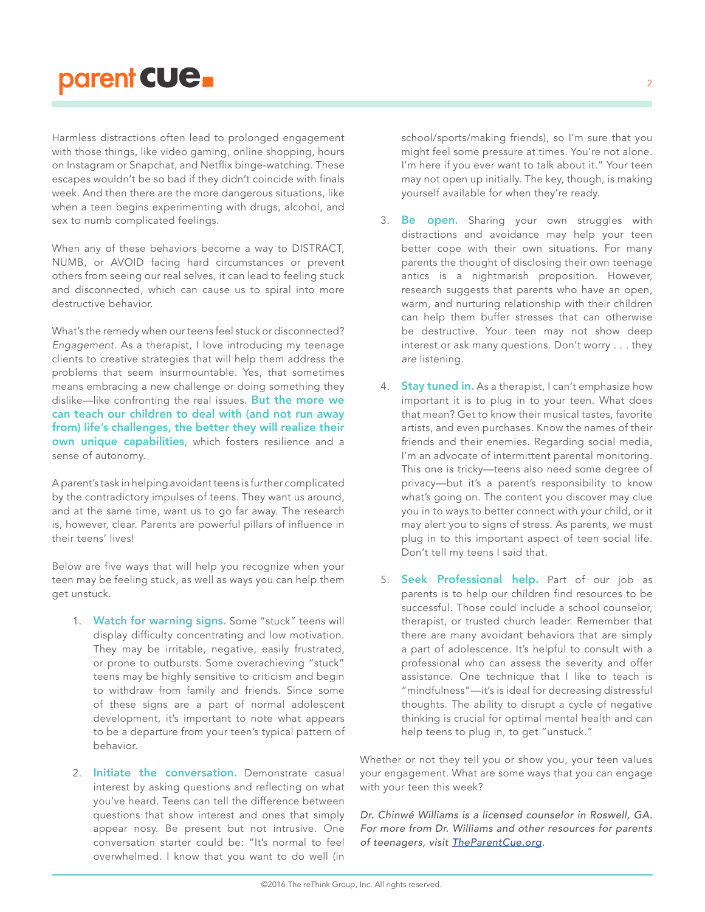Harmless distractions often lead to prolonged engagement with those things, like video gaming, online shopping, hours on Instagram or Snapchat, and Netflix binge-watching. These escapes wouldn't be so bad if they didn't coincide with finals week. And then there are the more dangerous situations, like when a teen begins experimenting with drugs, alcohol, and sex to numb complicated feelings.

When any of these behaviors become a way to DISTRACT, NUMB, or AVOID facing hard circumstances or prevent others from seeing our real selves, it can lead to feeling stuck and disconnected, which can cause us to spiral into more destructive behavior.

What's the remedy when our teens feel stuck or disconnected? *Engagement*. As a therapist, I love introducing my teenage clients to creative strategies that will help them address the problems that seem insurmountable. Yes, that sometimes means embracing a new challenge or doing something they dislike—like confronting the real issues. **But the more we can teach our children to deal with (and not run away from) life's challenges, the better they will realize their own unique capabilities**, which fosters resilience and a sense of autonomy.

A parent's task in helping avoidant teens is further complicated by the contradictory impulses of teens. They want us around, and at the same time, want us to go far away. The research is, however, clear. Parents are powerful pillars of influence in their teens' lives!

Below are five ways that will help you recognize when your teen may be feeling stuck, as well as ways you can help them get unstuck.

1. **Watch for warning signs.** Some "stuck" teens will display difficulty concentrating and low motivation. They may be irritable, negative, easily frustrated, or prone to outbursts. Some overachieving "stuck" teens may be highly sensitive to criticism and begin to withdraw from family and friends. Since some of these signs are a part of normal adolescent development, it's important to note what appears to be a departure from your teen's typical pattern of behavior.

2. **Initiate the conversation.** Demonstrate casual interest by asking questions and reflecting on what you've heard. Teens can tell the difference between questions that show interest and ones that simply appear nosy. Be present but not intrusive. One conversation starter could be: "It's normal to feel overwhelmed. I know that you want to do well (in school/sports/making friends), so I'm sure that you might feel some pressure at times. You're not alone. I'm here if you ever want to talk about it." Your teen may not open up initially. The key, though, is making yourself available for when they're ready.

3. **Be open.** Sharing your own struggles with distractions and avoidance may help your teen better cope with their own situations. For many parents the thought of disclosing their own teenage antics is a nightmarish proposition. However, research suggests that parents who have an open, warm, and nurturing relationship with their children can help them buffer stresses that can otherwise be destructive. Your teen may not show deep interest or ask many questions. Don't worry . . . they *are* listening.

4. **Stay tuned in.** As a therapist, I can't emphasize how important it is to plug in to your teen. What does that mean? Get to know their musical tastes, favorite artists, and even purchases. Know the names of their friends and their enemies. Regarding social media, I'm an advocate of intermittent parental monitoring. This one is tricky—teens also need some degree of privacy—but it's a parent's responsibility to know what's going on. The content you discover may clue you in to ways to better connect with your child, or it may alert you to signs of stress. As parents, we must plug in to this important aspect of teen social life. Don't tell my teens I said that.

5. **Seek Professional help.** Part of our job as parents is to help our children find resources to be successful. Those could include a school counselor, therapist, or trusted church leader. Remember that there are many avoidant behaviors that are simply a part of adolescence. It's helpful to consult with a professional who can assess the severity and offer assistance. One technique that I like to teach is "mindfulness"—it's is ideal for decreasing distressful thoughts. The ability to disrupt a cycle of negative thinking is crucial for optimal mental health and can help teens to plug in, to get "unstuck."

Whether or not they tell you or show you, your teen values your engagement. What are some ways that you can engage with your teen this week?

*Dr. Chinwé Williams is a licensed counselor in Roswell, GA. For more from Dr. Williams and other resources for parents of teenagers, visit [TheParentCue.org](TheParentCue.org).*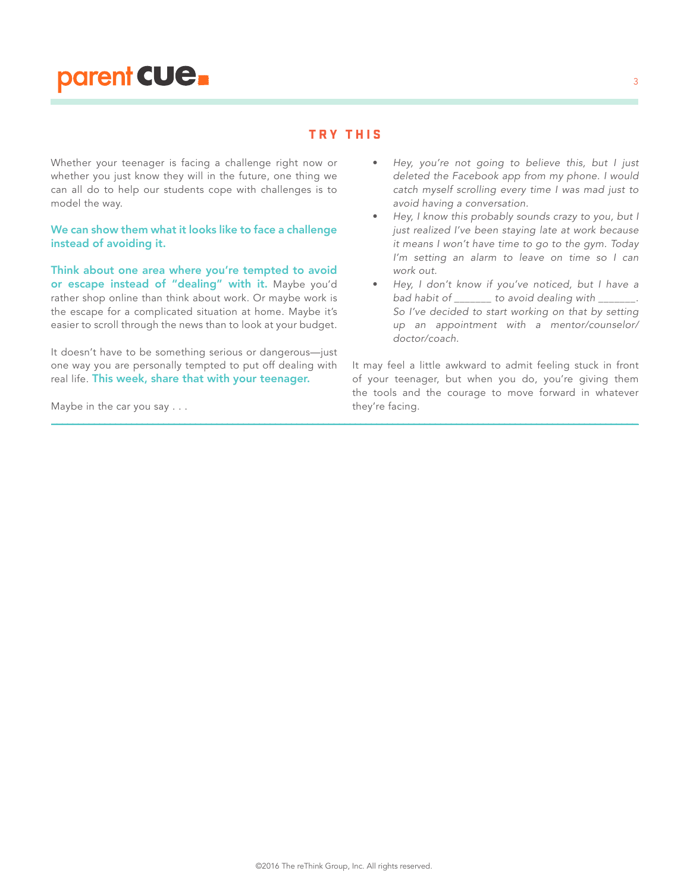## TRY THIS

Whether your teenager is facing a challenge right now or whether you just know they will in the future, one thing we can all do to help our students cope with challenges is to model the way.

**We can show them what it looks like to face a challenge instead of avoiding it.**

**Think about one area where you're tempted to avoid or escape instead of "dealing" with it.** Maybe you'd rather shop online than think about work. Or maybe work is the escape for a complicated situation at home. Maybe it's easier to scroll through the news than to look at your budget.

It doesn't have to be something serious or dangerous—just one way you are personally tempted to put off dealing with real life. **This week, share that with your teenager.**

Maybe in the car you say . . .

- *Hey, you're not going to believe this, but I just deleted the Facebook app from my phone. I would catch myself scrolling every time I was mad just to avoid having a conversation.*
- *Hey, I know this probably sounds crazy to you, but I just realized I've been staying late at work because it means I won't have time to go to the gym. Today I'm setting an alarm to leave on time so I can work out.*
- *Hey, I don't know if you've noticed, but I have a bad habit of _______ to avoid dealing with _______. So I've decided to start working on that by setting up an appointment with a mentor/counselor/doctor/coach.*

It may feel a little awkward to admit feeling stuck in front of your teenager, but when you do, you're giving them the tools and the courage to move forward in whatever they're facing.

©2016 The reThink Group, Inc. All rights reserved.